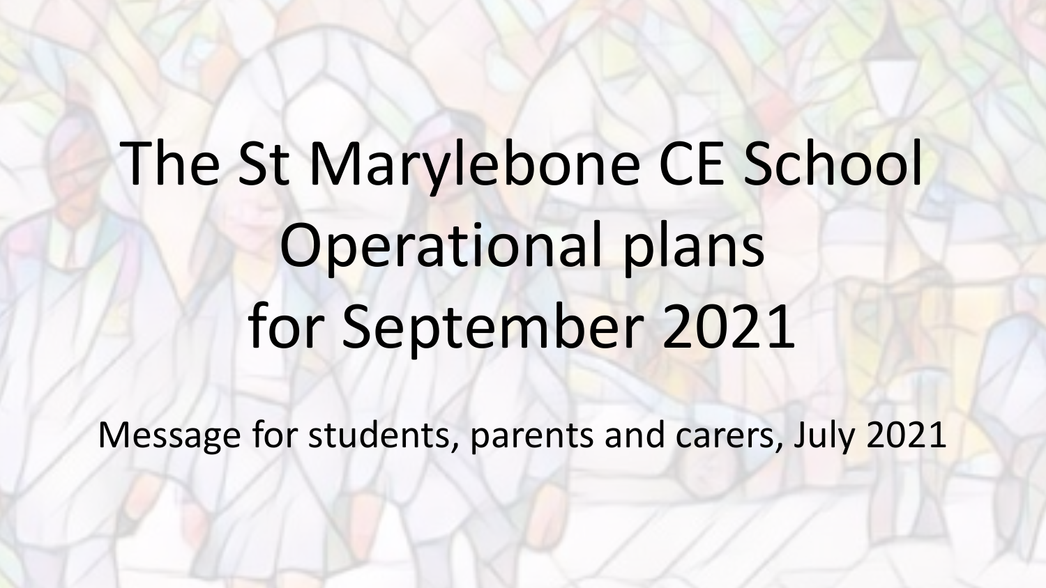# The St Marylebone CE School Operational plans for September 2021

Message for students, parents and carers, July 2021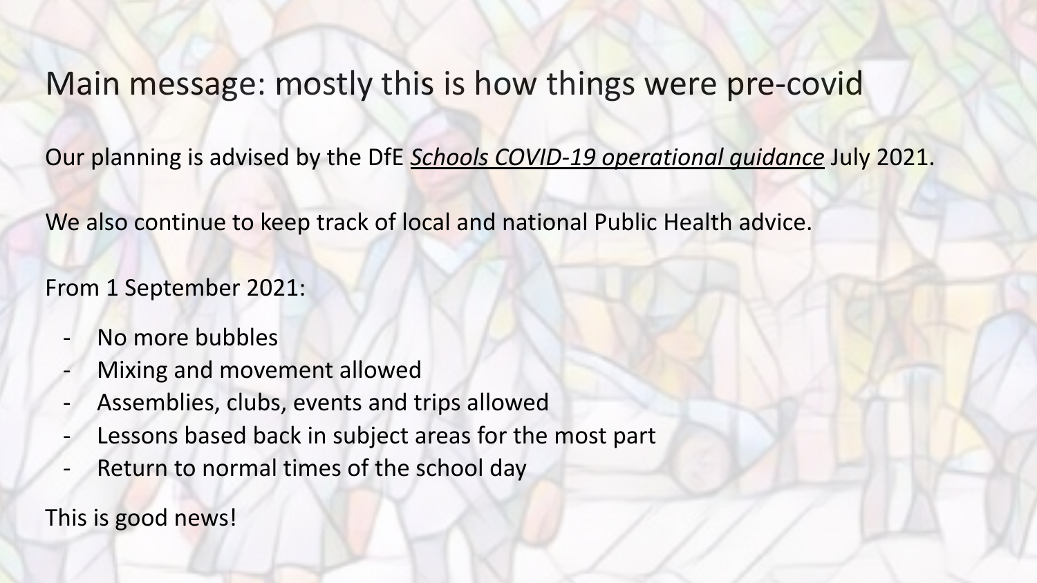# Main message: mostly this is how things were pre-covid

Our planning is advised by the DfE *Schools COVID-19 operational guidance* July 2021.

We also continue to keep track of local and national Public Health advice.

From 1 September 2021:

- No more bubbles
- Mixing and movement allowed
- Assemblies, clubs, events and trips allowed
- Lessons based back in subject areas for the most part
- Return to normal times of the school day

This is good news!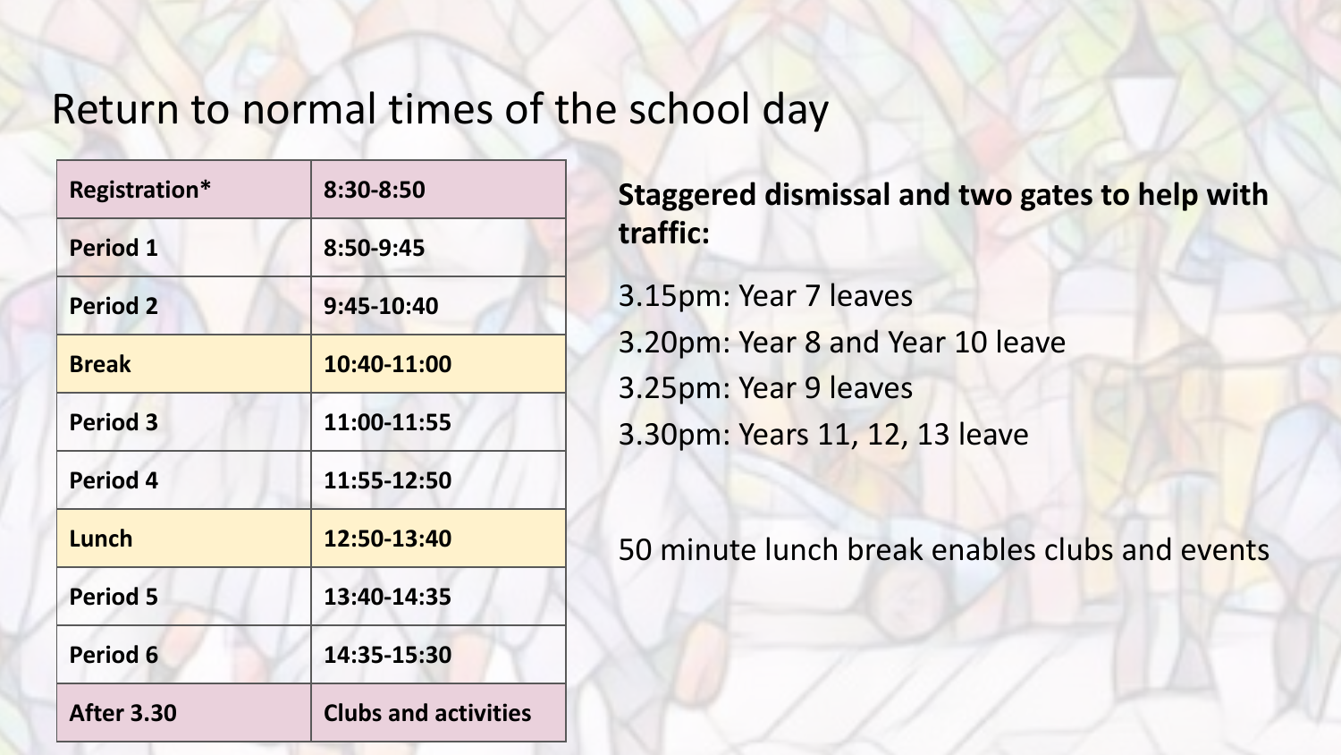# Return to normal times of the school day

| Registration* | 8:30-8:50 |
| --- | --- |
| Period 1 | 8:50-9:45 |
| Period 2 | 9:45-10:40 |
| Break | 10:40-11:00 |
| Period 3 | 11:00-11:55 |
| Period 4 | 11:55-12:50 |
| Lunch | 12:50-13:40 |
| Period 5 | 13:40-14:35 |
| Period 6 | 14:35-15:30 |
| After 3.30 | Clubs and activities |

**Staggered dismissal and two gates to help with traffic:**

3.15pm: Year 7 leaves
3.20pm: Year 8 and Year 10 leave
3.25pm: Year 9 leaves
3.30pm: Years 11, 12, 13 leave

50 minute lunch break enables clubs and events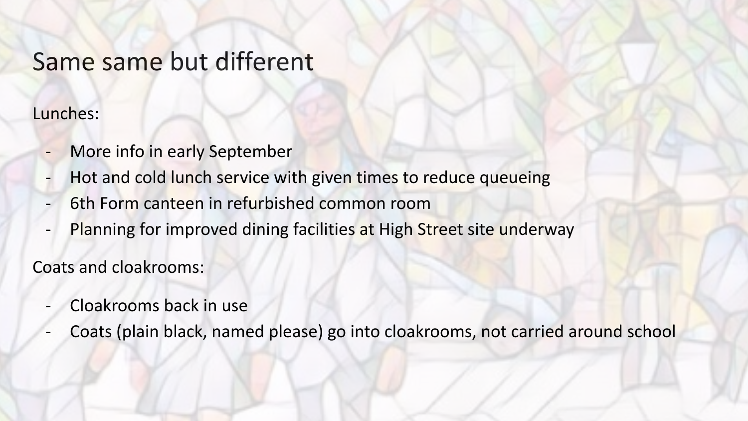# Same same but different

Lunches:

- More info in early September
- Hot and cold lunch service with given times to reduce queueing
- 6th Form canteen in refurbished common room
- Planning for improved dining facilities at High Street site underway

Coats and cloakrooms:

- Cloakrooms back in use
- Coats (plain black, named please) go into cloakrooms, not carried around school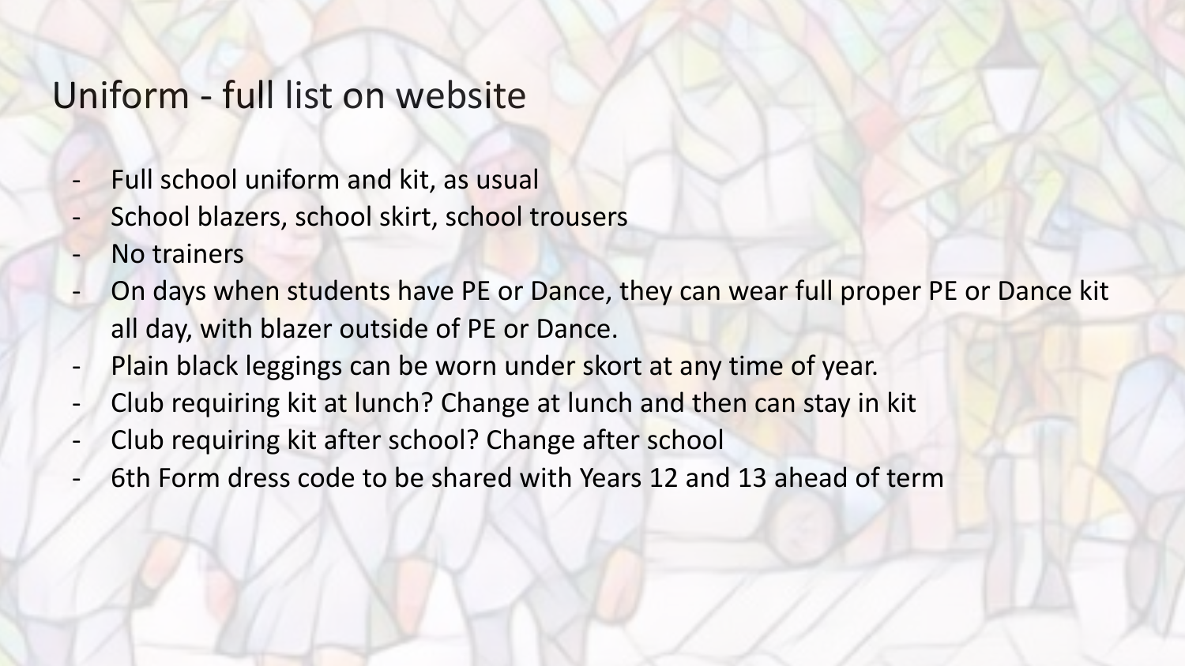# Uniform - full list on website

- Full school uniform and kit, as usual
- School blazers, school skirt, school trousers
- No trainers
- On days when students have PE or Dance, they can wear full proper PE or Dance kit all day, with blazer outside of PE or Dance.
- Plain black leggings can be worn under skort at any time of year.
- Club requiring kit at lunch? Change at lunch and then can stay in kit
- Club requiring kit after school? Change after school
- 6th Form dress code to be shared with Years 12 and 13 ahead of term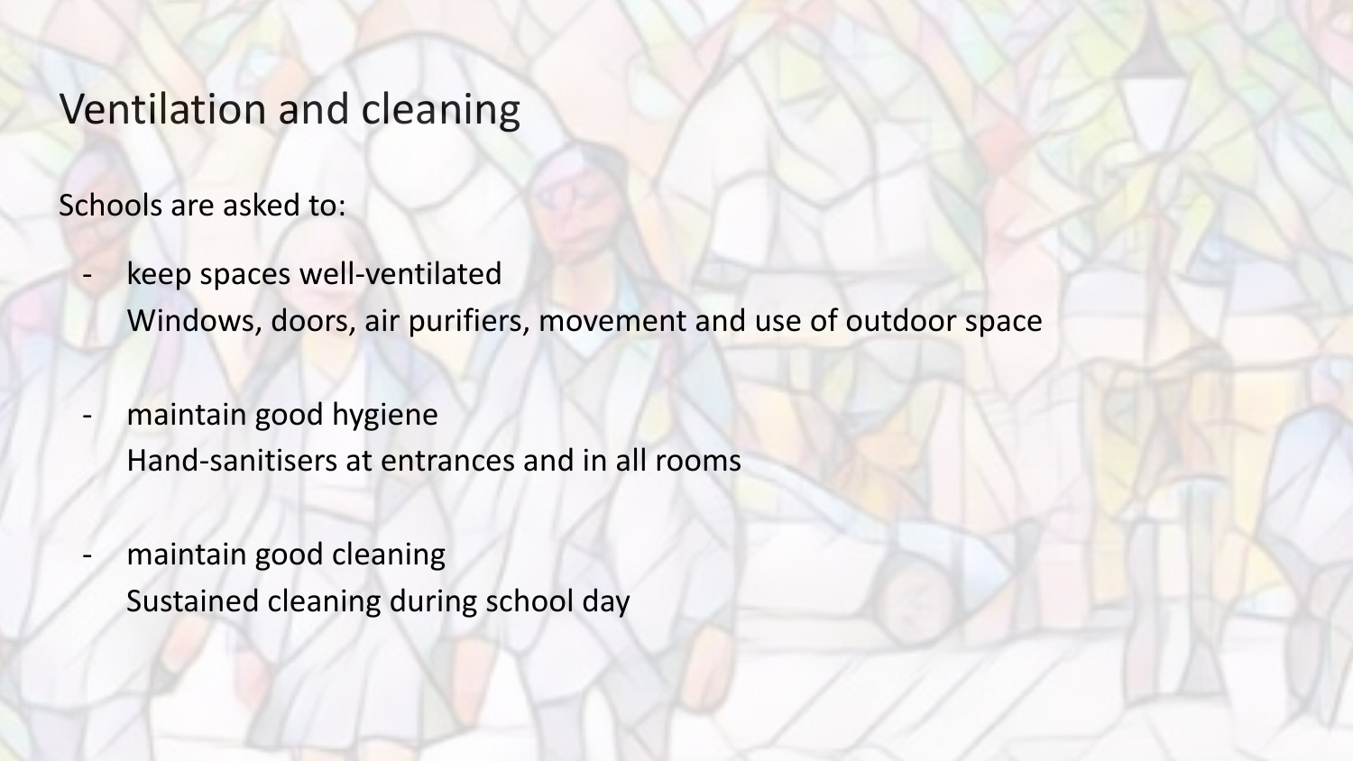# Ventilation and cleaning

Schools are asked to:

- keep spaces well-ventilated
  Windows, doors, air purifiers, movement and use of outdoor space

- maintain good hygiene
  Hand-sanitisers at entrances and in all rooms

- maintain good cleaning
  Sustained cleaning during school day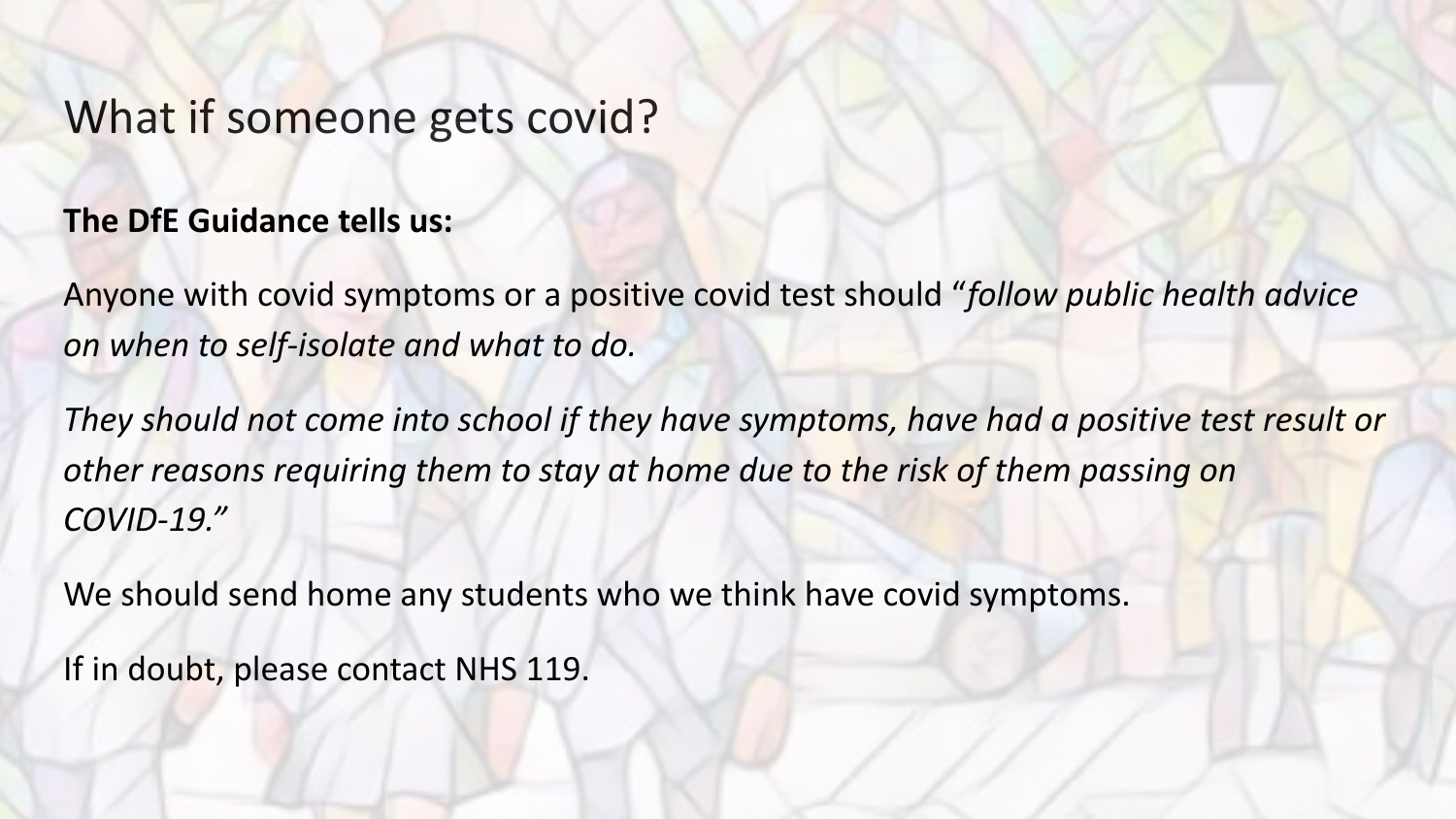# What if someone gets covid?

**The DfE Guidance tells us:**

Anyone with covid symptoms or a positive covid test should "*follow public health advice on when to self-isolate and what to do.*

*They should not come into school if they have symptoms, have had a positive test result or other reasons requiring them to stay at home due to the risk of them passing on COVID-19."*

We should send home any students who we think have covid symptoms.

If in doubt, please contact NHS 119.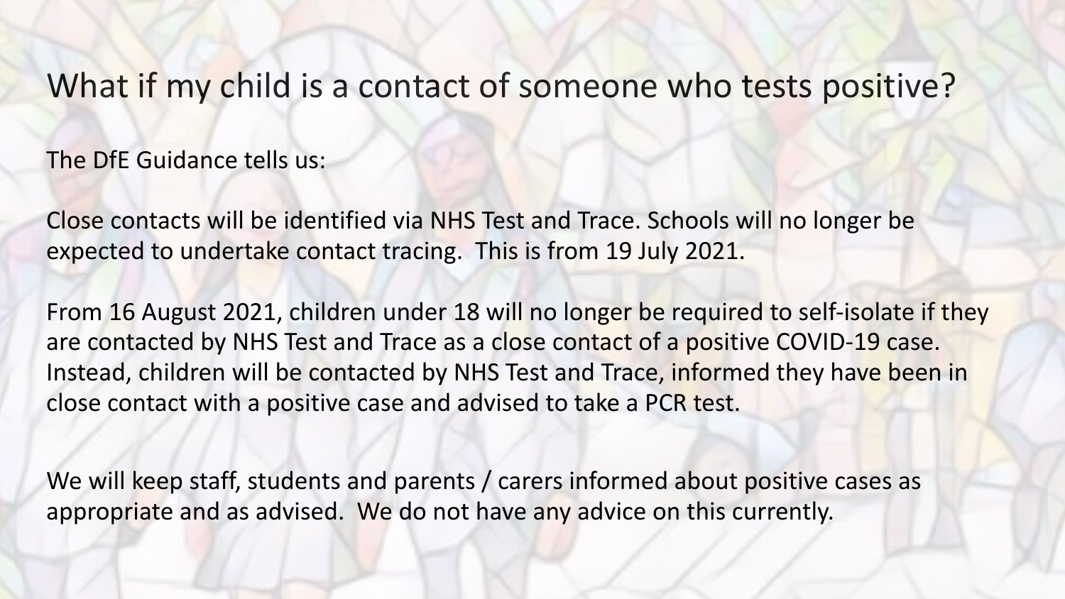# What if my child is a contact of someone who tests positive?

The DfE Guidance tells us:

Close contacts will be identified via NHS Test and Trace. Schools will no longer be expected to undertake contact tracing. This is from 19 July 2021.

From 16 August 2021, children under 18 will no longer be required to self-isolate if they are contacted by NHS Test and Trace as a close contact of a positive COVID-19 case. Instead, children will be contacted by NHS Test and Trace, informed they have been in close contact with a positive case and advised to take a PCR test.

We will keep staff, students and parents / carers informed about positive cases as appropriate and as advised. We do not have any advice on this currently.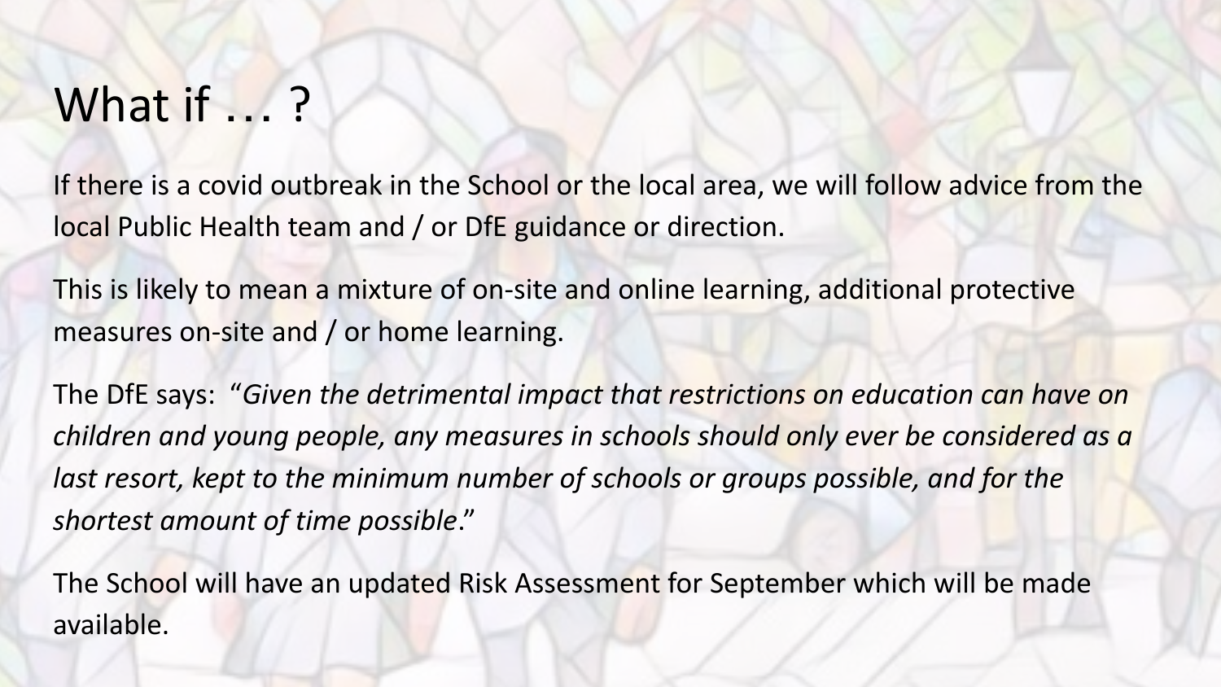# What if … ?

If there is a covid outbreak in the School or the local area, we will follow advice from the local Public Health team and / or DfE guidance or direction.

This is likely to mean a mixture of on-site and online learning, additional protective measures on-site and / or home learning.

The DfE says: "*Given the detrimental impact that restrictions on education can have on children and young people, any measures in schools should only ever be considered as a last resort, kept to the minimum number of schools or groups possible, and for the shortest amount of time possible*."

The School will have an updated Risk Assessment for September which will be made available.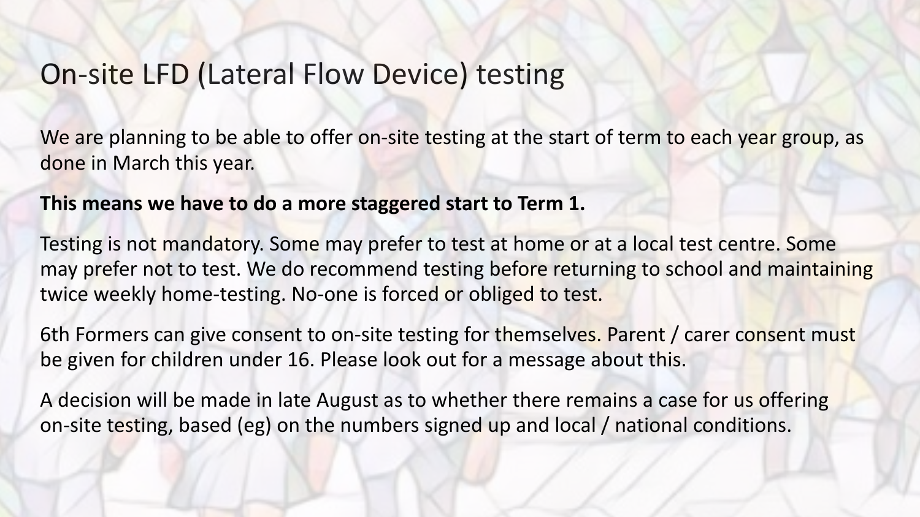# On-site LFD (Lateral Flow Device) testing

We are planning to be able to offer on-site testing at the start of term to each year group, as done in March this year.

**This means we have to do a more staggered start to Term 1.**

Testing is not mandatory. Some may prefer to test at home or at a local test centre. Some may prefer not to test. We do recommend testing before returning to school and maintaining twice weekly home-testing. No-one is forced or obliged to test.

6th Formers can give consent to on-site testing for themselves. Parent / carer consent must be given for children under 16. Please look out for a message about this.

A decision will be made in late August as to whether there remains a case for us offering on-site testing, based (eg) on the numbers signed up and local / national conditions.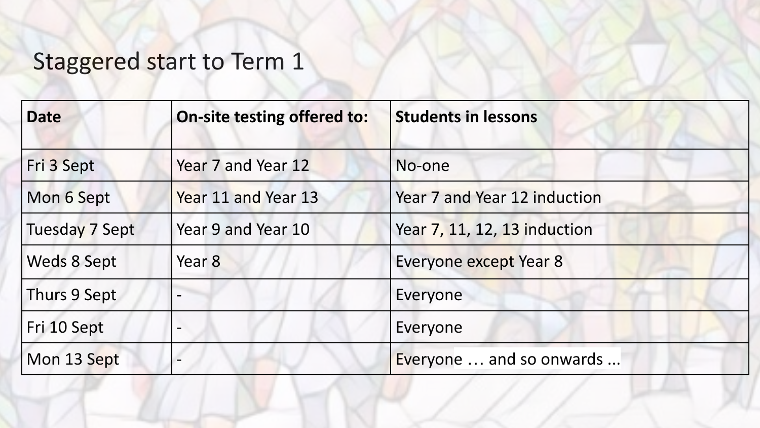# Staggered start to Term 1

| **Date** | **On-site testing offered to:** | **Students in lessons** |
|---|---|---|
| Fri 3 Sept | Year 7 and Year 12 | No-one |
| Mon 6 Sept | Year 11 and Year 13 | Year 7 and Year 12 induction |
| Tuesday 7 Sept | Year 9 and Year 10 | Year 7, 11, 12, 13 induction |
| Weds 8 Sept | Year 8 | Everyone except Year 8 |
| Thurs 9 Sept | - | Everyone |
| Fri 10 Sept | - | Everyone |
| Mon 13 Sept | - | Everyone … and so onwards ... |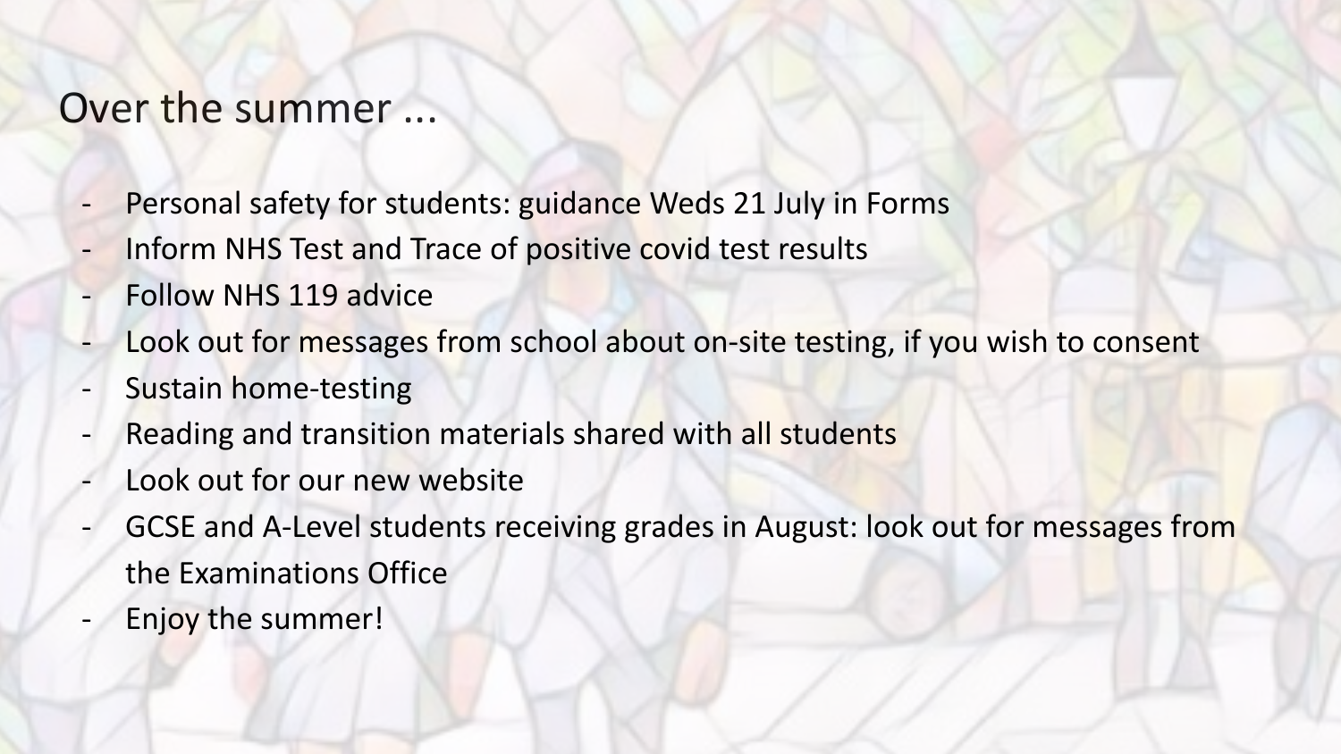# Over the summer ...

- Personal safety for students: guidance Weds 21 July in Forms
- Inform NHS Test and Trace of positive covid test results
- Follow NHS 119 advice
- Look out for messages from school about on-site testing, if you wish to consent
- Sustain home-testing
- Reading and transition materials shared with all students
- Look out for our new website
- GCSE and A-Level students receiving grades in August: look out for messages from the Examinations Office
- Enjoy the summer!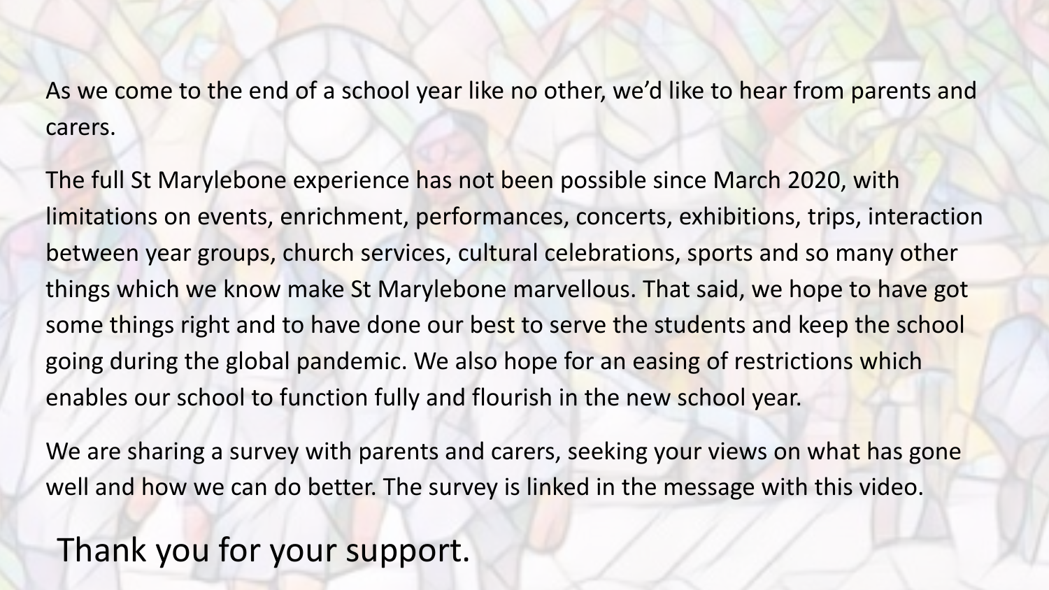As we come to the end of a school year like no other, we'd like to hear from parents and carers.

The full St Marylebone experience has not been possible since March 2020, with limitations on events, enrichment, performances, concerts, exhibitions, trips, interaction between year groups, church services, cultural celebrations, sports and so many other things which we know make St Marylebone marvellous. That said, we hope to have got some things right and to have done our best to serve the students and keep the school going during the global pandemic. We also hope for an easing of restrictions which enables our school to function fully and flourish in the new school year.

We are sharing a survey with parents and carers, seeking your views on what has gone well and how we can do better. The survey is linked in the message with this video.

Thank you for your support.